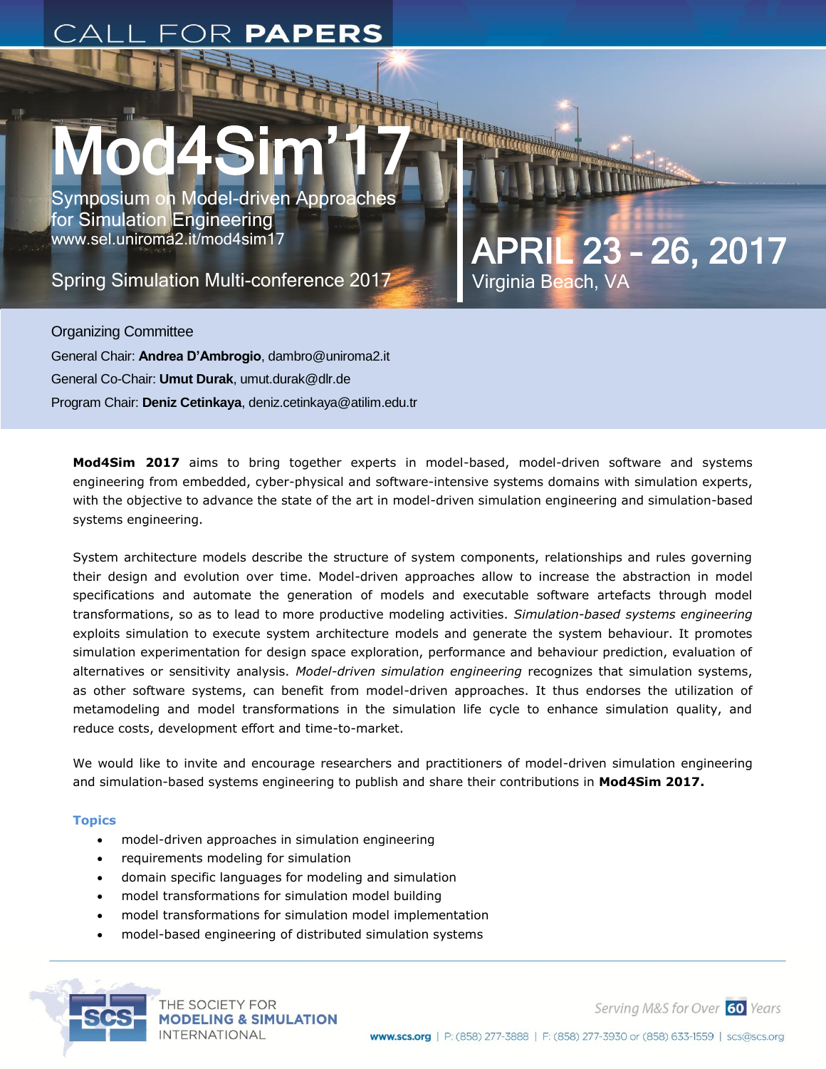# CALL FOR **PAPERS**

# Mod4Sim'17

## Symposium on Model-driven Approaches for Simulation Engineering

www.sel.uniroma2.it/mod4sim17

Spring Simulation Multi-conference 2017

## APRIL 23 – 26, 2017

Virginia Beach, VA

Organizing Committee

General Chair: **Andrea D'Ambrogio**, dambro@uniroma2.it

General Co-Chair: **Umut Durak**, umut.durak@dlr.de

Program Chair: **Deniz Cetinkaya**, deniz.cetinkaya@atilim.edu.tr

**Mod4Sim 2017** aims to bring together experts in model-based, model-driven software and systems engineering from embedded, cyber-physical and software-intensive systems domains with simulation experts, with the objective to advance the state of the art in model-driven simulation engineering and simulation-based systems engineering.

System architecture models describe the structure of system components, relationships and rules governing their design and evolution over time. Model-driven approaches allow to increase the abstraction in model specifications and automate the generation of models and executable software artefacts through model transformations, so as to lead to more productive modeling activities. *Simulation-based systems engineering* exploits simulation to execute system architecture models and generate the system behaviour. It promotes simulation experimentation for design space exploration, performance and behaviour prediction, evaluation of alternatives or sensitivity analysis. *Model-driven simulation engineering* recognizes that simulation systems, as other software systems, can benefit from model-driven approaches. It thus endorses the utilization of metamodeling and model transformations in the simulation life cycle to enhance simulation quality, and reduce costs, development effort and time-to-market.

We would like to invite and encourage researchers and practitioners of model-driven simulation engineering and simulation-based systems engineering to publish and share their contributions in **Mod4Sim 2017.**

### Topics

- model-driven approaches in simulation engineering
- requirements modeling for simulation
- domain specific languages for modeling and simulation
- model transformations for simulation model building
- model transformations for simulation model implementation
- model-based engineering of distributed simulation systems

THE SOCIETY FOR **MODELING & SIMULATION** INTERNATIONAL

Serving M&S for Over 60 Years

www.scs.org | P: (858) 277-3888 | F: (858) 277-3930 or (858) 633-1559 | scs@scs.org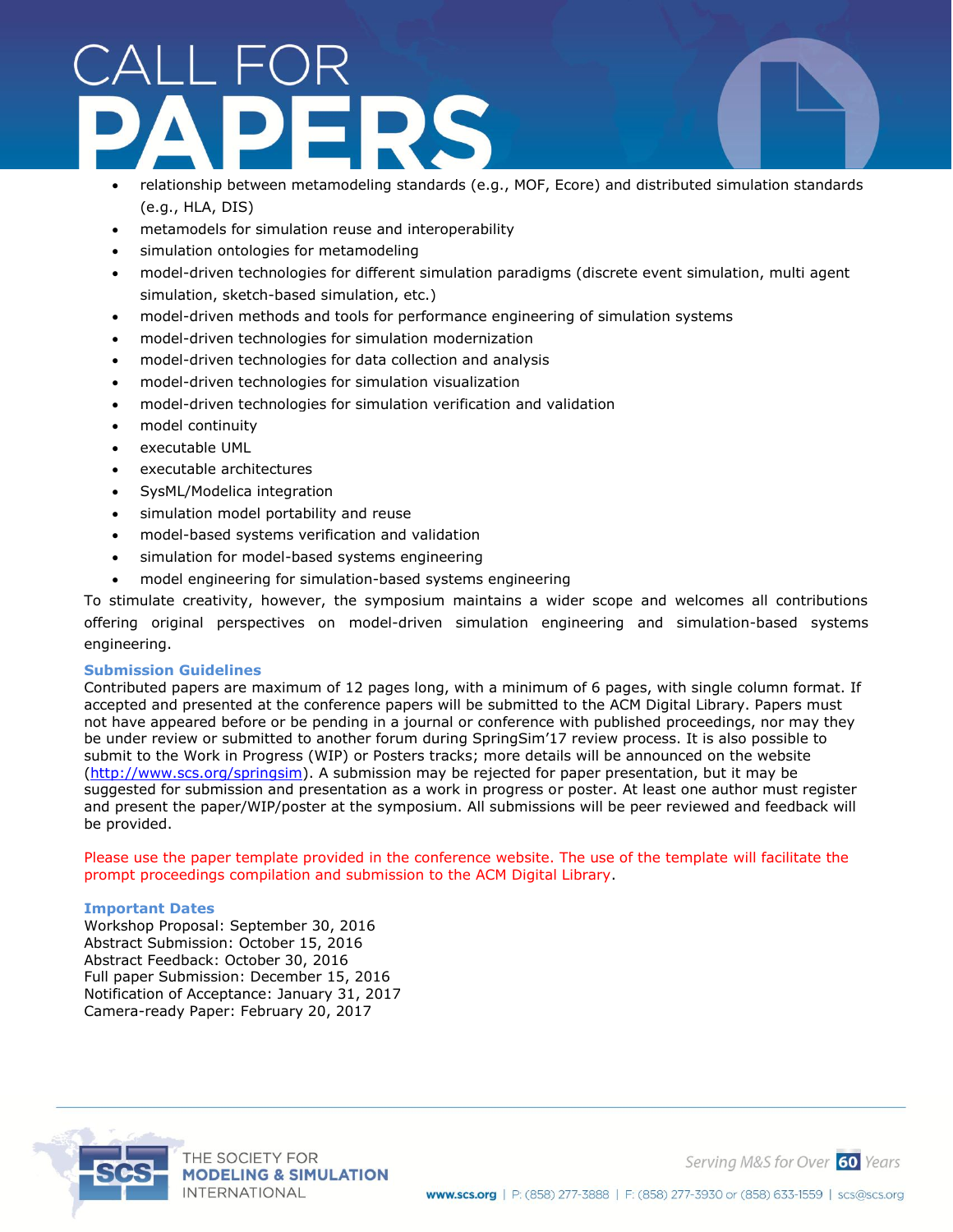- relationship between metamodeling standards (e.g., MOF, Ecore) and distributed simulation standards (e.g., HLA, DIS)
- metamodels for simulation reuse and interoperability
- simulation ontologies for metamodeling
- model-driven technologies for different simulation paradigms (discrete event simulation, multi agent simulation, sketch-based simulation, etc.)
- model-driven methods and tools for performance engineering of simulation systems
- model-driven technologies for simulation modernization
- model-driven technologies for data collection and analysis
- model-driven technologies for simulation visualization
- model-driven technologies for simulation verification and validation
- model continuity
- executable UML
- executable architectures
- SysML/Modelica integration
- simulation model portability and reuse
- model-based systems verification and validation
- simulation for model-based systems engineering
- model engineering for simulation-based systems engineering

To stimulate creativity, however, the symposium maintains a wider scope and welcomes all contributions offering original perspectives on model-driven simulation engineering and simulation-based systems engineering.

**Submission Guidelines**

Contributed papers are maximum of 12 pages long, with a minimum of 6 pages, with single column format. If accepted and presented at the conference papers will be submitted to the ACM Digital Library. Papers must not have appeared before or be pending in a journal or conference with published proceedings, nor may they be under review or submitted to another forum during SpringSim'17 review process. It is also possible to submit to the Work in Progress (WIP) or Posters tracks; more details will be announced on the website (http://www.scs.org/springsim). A submission may be rejected for paper presentation, but it may be suggested for submission and presentation as a work in progress or poster. At least one author must register and present the paper/WIP/poster at the symposium. All submissions will be peer reviewed and feedback will be provided.

Please use the paper template provided in the conference website. The use of the template will facilitate the prompt proceedings compilation and submission to the ACM Digital Library.

**Important Dates**

Workshop Proposal: September 30, 2016
Abstract Submission: October 15, 2016
Abstract Feedback: October 30, 2016
Full paper Submission: December 15, 2016
Notification of Acceptance: January 31, 2017
Camera-ready Paper: February 20, 2017